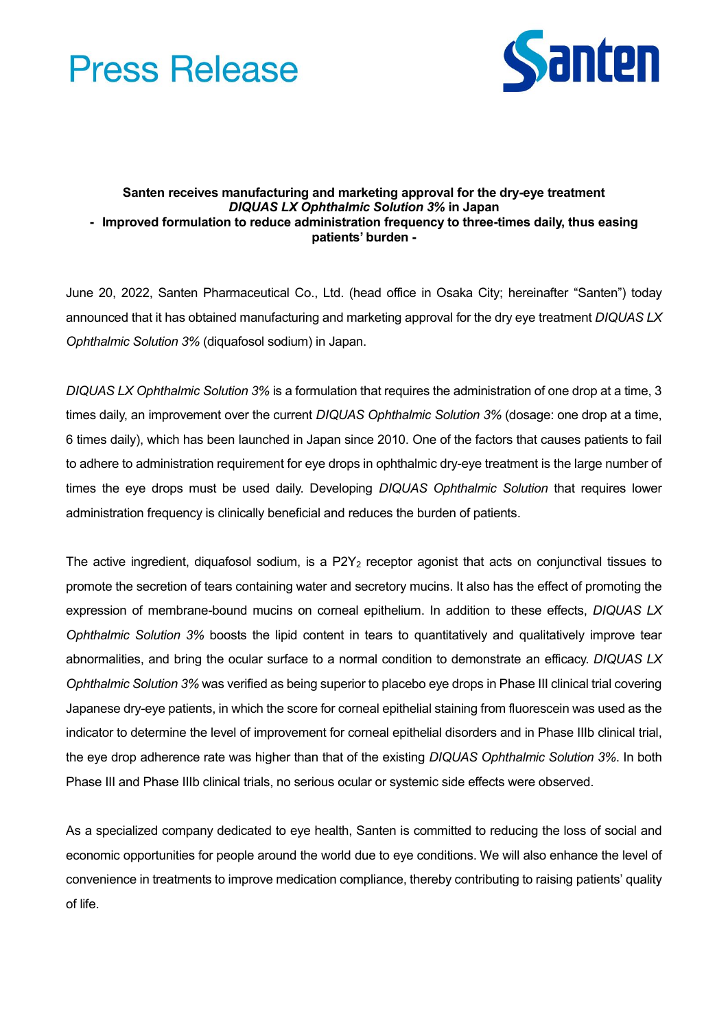# Press Release

**Santen receives manufacturing and marketing approval for the dry-eye treatment *DIQUAS LX Ophthalmic Solution 3%* in Japan**
**- Improved formulation to reduce administration frequency to three-times daily, thus easing patients' burden -**

June 20, 2022, Santen Pharmaceutical Co., Ltd. (head office in Osaka City; hereinafter "Santen") today announced that it has obtained manufacturing and marketing approval for the dry eye treatment *DIQUAS LX Ophthalmic Solution 3%* (diquafosol sodium) in Japan.

*DIQUAS LX Ophthalmic Solution 3%* is a formulation that requires the administration of one drop at a time, 3 times daily, an improvement over the current *DIQUAS Ophthalmic Solution 3%* (dosage: one drop at a time, 6 times daily), which has been launched in Japan since 2010. One of the factors that causes patients to fail to adhere to administration requirement for eye drops in ophthalmic dry-eye treatment is the large number of times the eye drops must be used daily. Developing *DIQUAS Ophthalmic Solution* that requires lower administration frequency is clinically beneficial and reduces the burden of patients.

The active ingredient, diquafosol sodium, is a $P2Y_2$ receptor agonist that acts on conjunctival tissues to promote the secretion of tears containing water and secretory mucins. It also has the effect of promoting the expression of membrane-bound mucins on corneal epithelium. In addition to these effects, *DIQUAS LX Ophthalmic Solution 3%* boosts the lipid content in tears to quantitatively and qualitatively improve tear abnormalities, and bring the ocular surface to a normal condition to demonstrate an efficacy. *DIQUAS LX Ophthalmic Solution 3%* was verified as being superior to placebo eye drops in Phase III clinical trial covering Japanese dry-eye patients, in which the score for corneal epithelial staining from fluorescein was used as the indicator to determine the level of improvement for corneal epithelial disorders and in Phase IIIb clinical trial, the eye drop adherence rate was higher than that of the existing *DIQUAS Ophthalmic Solution 3%*. In both Phase III and Phase IIIb clinical trials, no serious ocular or systemic side effects were observed.

As a specialized company dedicated to eye health, Santen is committed to reducing the loss of social and economic opportunities for people around the world due to eye conditions. We will also enhance the level of convenience in treatments to improve medication compliance, thereby contributing to raising patients' quality of life.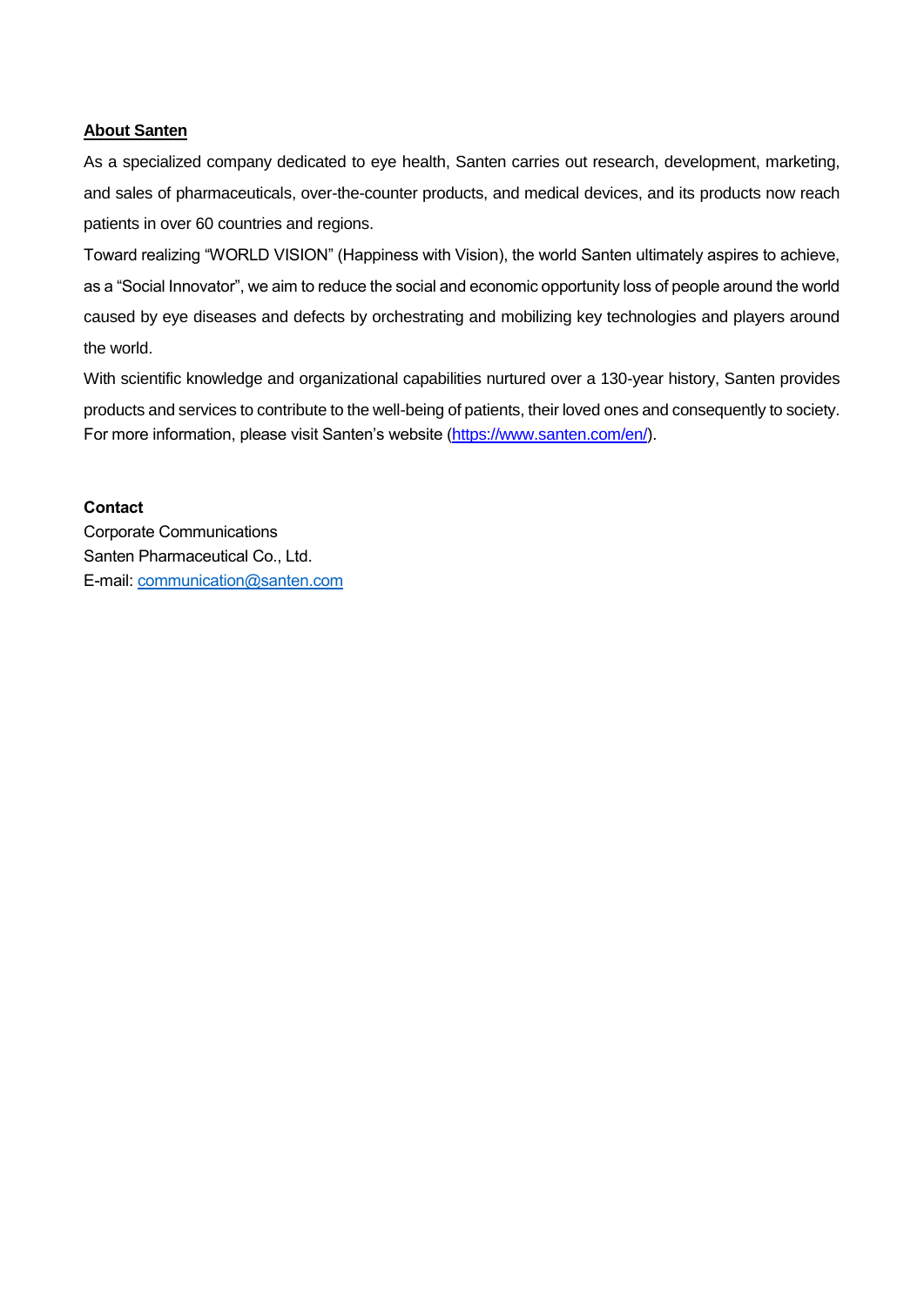## About Santen

As a specialized company dedicated to eye health, Santen carries out research, development, marketing, and sales of pharmaceuticals, over-the-counter products, and medical devices, and its products now reach patients in over 60 countries and regions.

Toward realizing "WORLD VISION" (Happiness with Vision), the world Santen ultimately aspires to achieve, as a "Social Innovator", we aim to reduce the social and economic opportunity loss of people around the world caused by eye diseases and defects by orchestrating and mobilizing key technologies and players around the world.

With scientific knowledge and organizational capabilities nurtured over a 130-year history, Santen provides products and services to contribute to the well-being of patients, their loved ones and consequently to society. For more information, please visit Santen's website (https://www.santen.com/en/).

**Contact**

Corporate Communications
Santen Pharmaceutical Co., Ltd.
E-mail: communication@santen.com